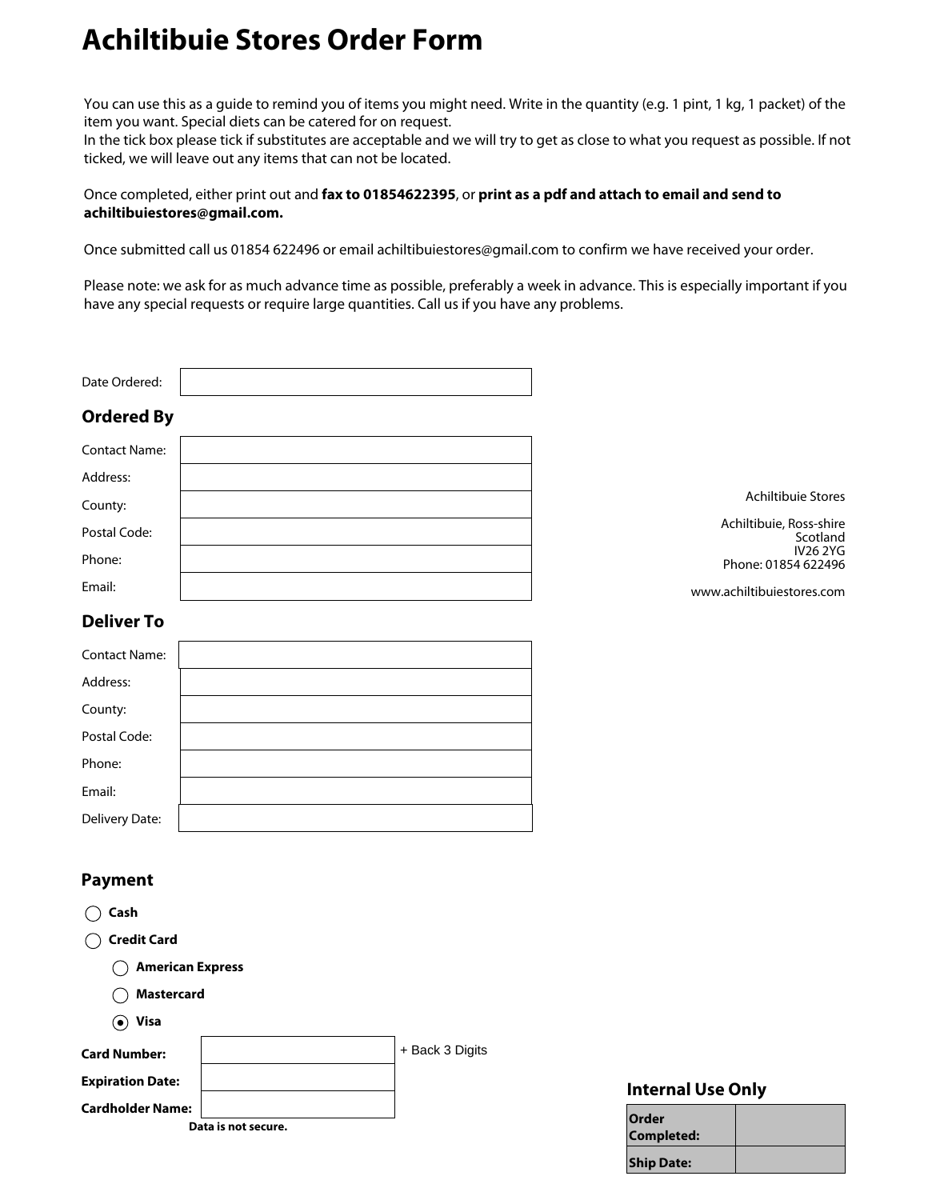# Achiltibuie Stores Order Form

You can use this as a guide to remind you of items you might need. Write in the quantity (e.g. 1 pint, 1 kg, 1 packet) of the item you want. Special diets can be catered for on request.
In the tick box please tick if substitutes are acceptable and we will try to get as close to what you request as possible. If not ticked, we will leave out any items that can not be located.

Once completed, either print out and **fax to 01854622395**, or **print as a pdf and attach to email and send to achiltibuiestores@gmail.com.**

Once submitted call us 01854 622496 or email achiltibuiestores@gmail.com to confirm we have received your order.

Please note: we ask for as much advance time as possible, preferably a week in advance. This is especially important if you have any special requests or require large quantities. Call us if you have any problems.

Date Ordered:

## Ordered By

Contact Name:

Address:

County:

Postal Code:

Phone:

Email:

Achiltibuie Stores

Achiltibuie, Ross-shire
Scotland
IV26 2YG
Phone: 01854 622496

www.achiltibuiestores.com

## Deliver To

Contact Name:

Address:

County:

Postal Code:

Phone:

Email:

Delivery Date:

## Payment

◯ **Cash**

◯ **Credit Card**

- ◯ **American Express**
- ◯ **Mastercard**
- ◉ **Visa**

**Card Number:** + Back 3 Digits

**Expiration Date:**

**Cardholder Name:**

**Data is not secure.**

## Internal Use Only

| **Order Completed:** | |
|---|---|
| **Ship Date:** | |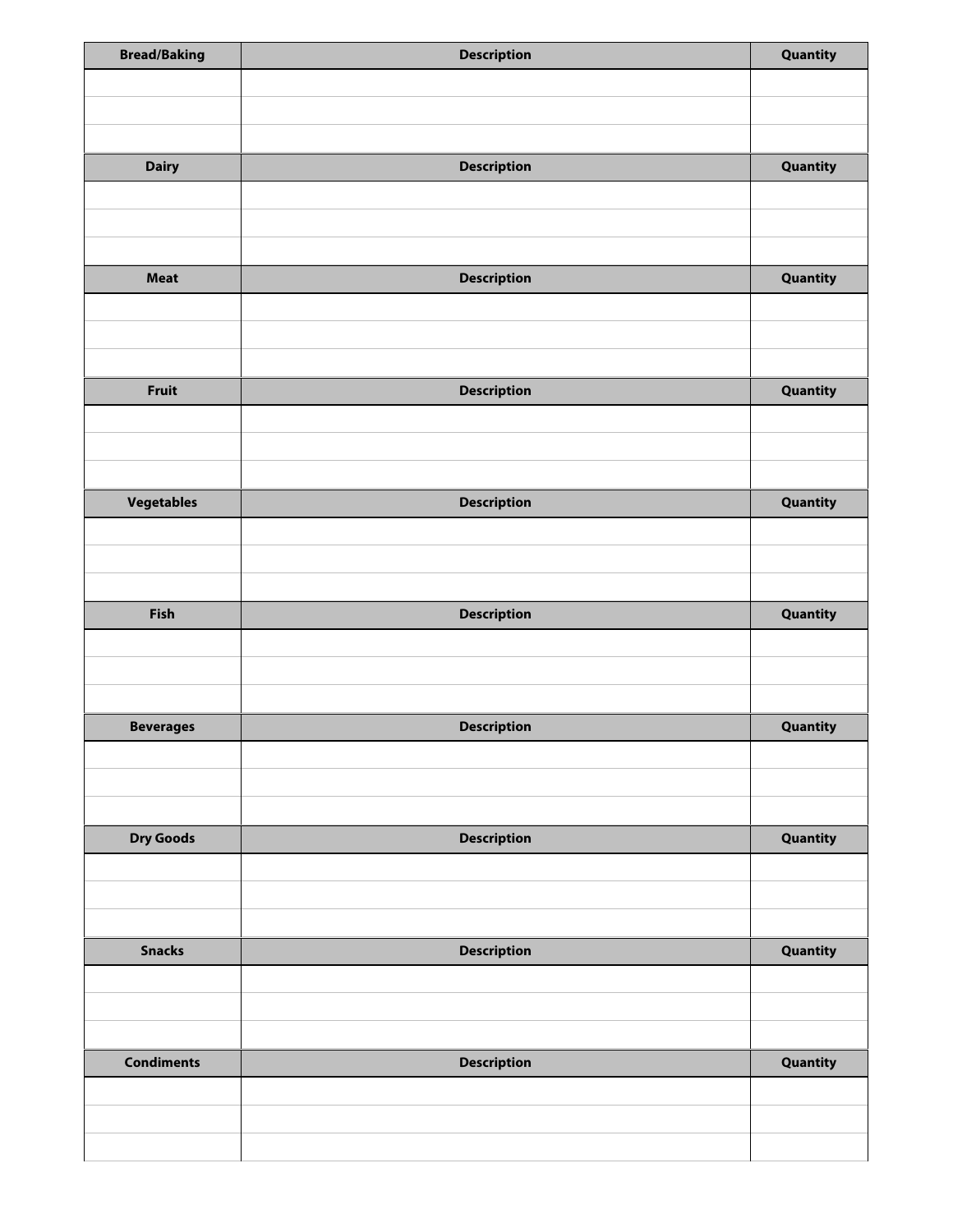| Bread/Baking | Description | Quantity |
| --- | --- | --- |
| | | |
| | | |
| | | |

| Dairy | Description | Quantity |
| --- | --- | --- |
| | | |
| | | |
| | | |

| Meat | Description | Quantity |
| --- | --- | --- |
| | | |
| | | |
| | | |

| Fruit | Description | Quantity |
| --- | --- | --- |
| | | |
| | | |
| | | |

| Vegetables | Description | Quantity |
| --- | --- | --- |
| | | |
| | | |
| | | |

| Fish | Description | Quantity |
| --- | --- | --- |
| | | |
| | | |
| | | |

| Beverages | Description | Quantity |
| --- | --- | --- |
| | | |
| | | |
| | | |

| Dry Goods | Description | Quantity |
| --- | --- | --- |
| | | |
| | | |
| | | |

| Snacks | Description | Quantity |
| --- | --- | --- |
| | | |
| | | |
| | | |

| Condiments | Description | Quantity |
| --- | --- | --- |
| | | |
| | | |
| | | |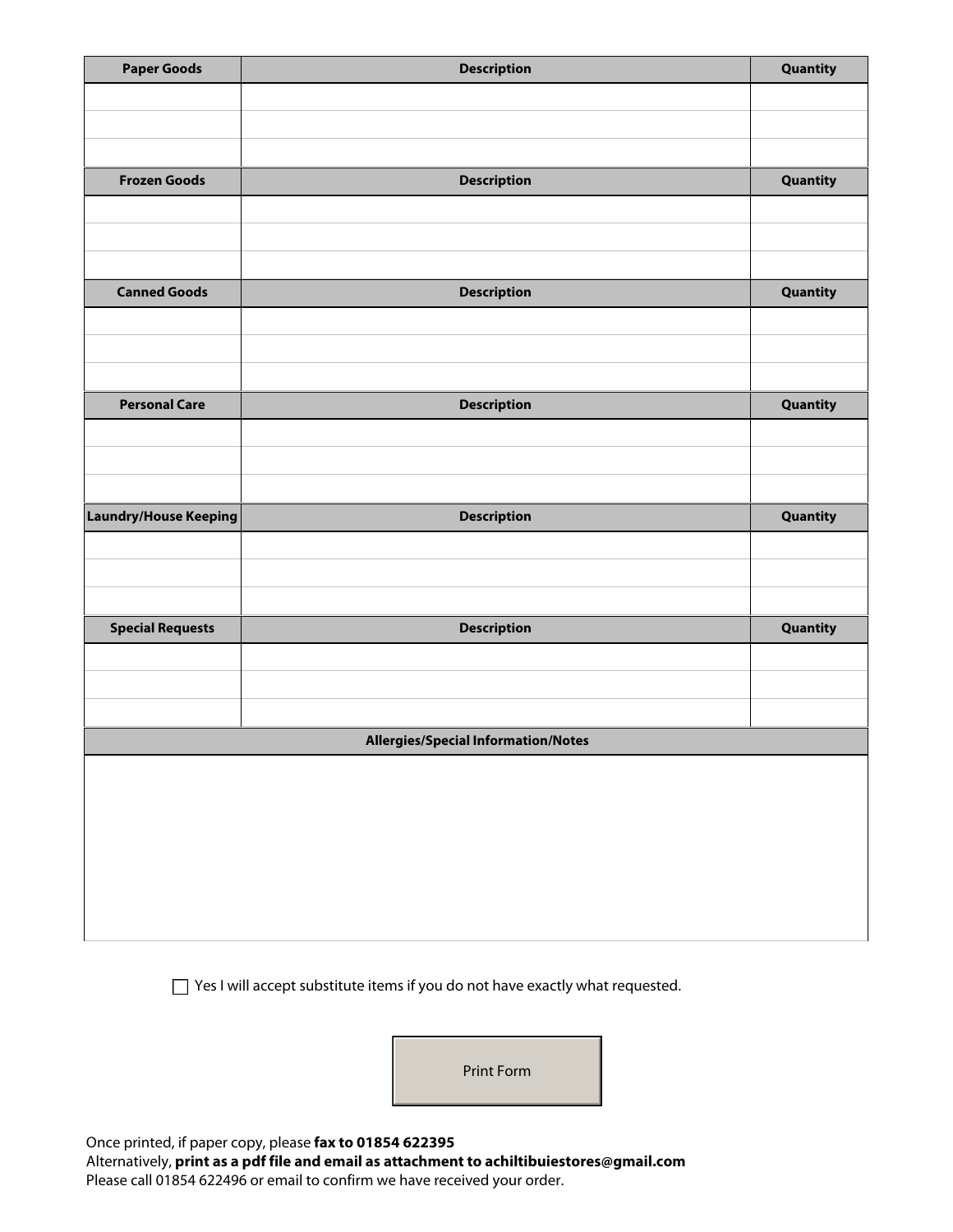| Paper Goods | Description | Quantity |
|---|---|---|
| | | |
| | | |
| | | |
| **Frozen Goods** | **Description** | **Quantity** |
| | | |
| | | |
| | | |
| **Canned Goods** | **Description** | **Quantity** |
| | | |
| | | |
| | | |
| **Personal Care** | **Description** | **Quantity** |
| | | |
| | | |
| | | |
| **Laundry/House Keeping** | **Description** | **Quantity** |
| | | |
| | | |
| | | |
| **Special Requests** | **Description** | **Quantity** |
| | | |
| | | |
| | | |

| Allergies/Special Information/Notes |
|---|
| |

☐ Yes I will accept substitute items if you do not have exactly what requested.

Print Form

Once printed, if paper copy, please **fax to 01854 622395**
Alternatively, **print as a pdf file and email as attachment to achiltibuiestores@gmail.com**
Please call 01854 622496 or email to confirm we have received your order.